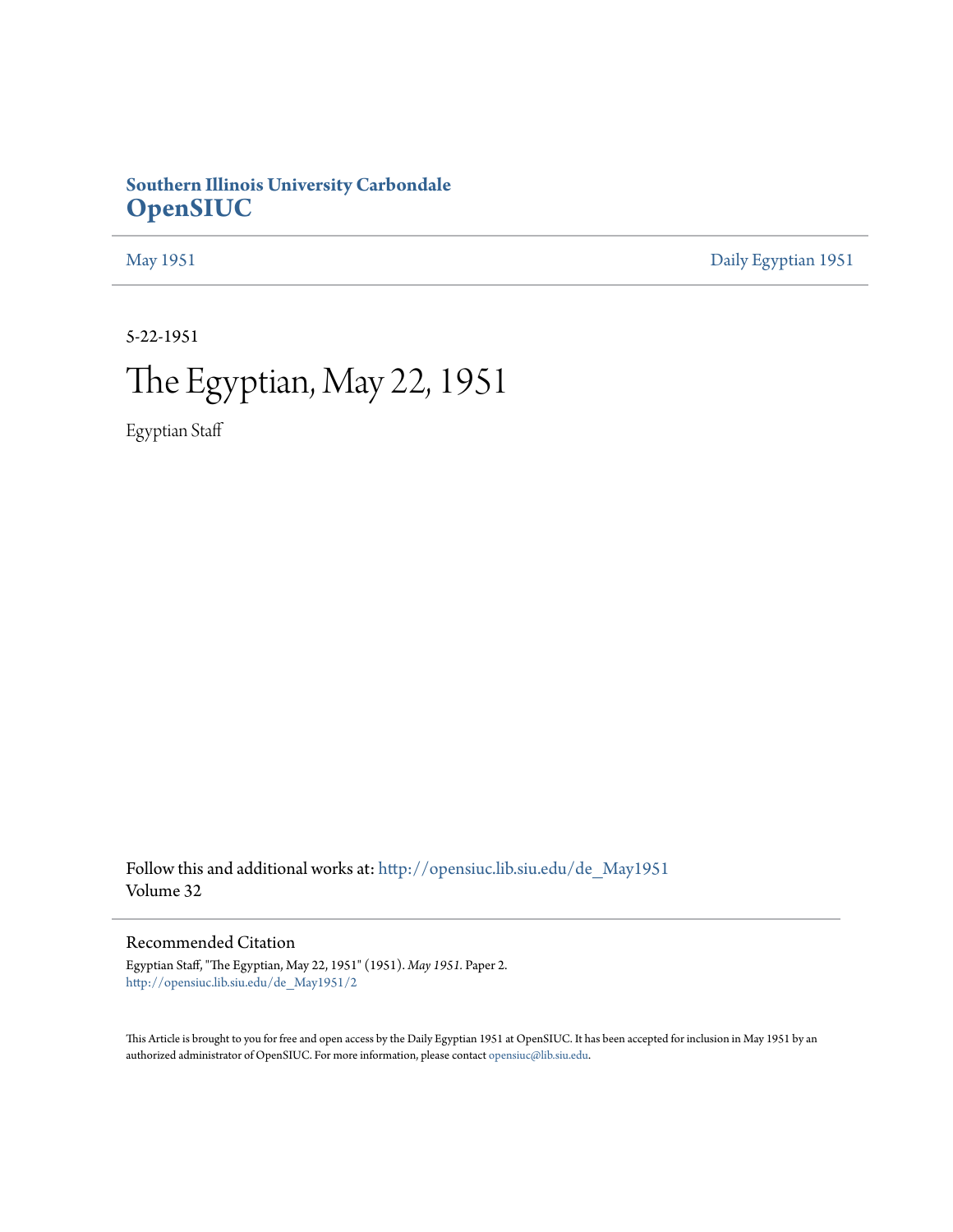**Southern Illinois University Carbondale**
**OpenSIUC**

May 1951 | Daily Egyptian 1951

5-22-1951

# The Egyptian, May 22, 1951

Egyptian Staff

Follow this and additional works at: http://opensiuc.lib.siu.edu/de_May1951
Volume 32

## Recommended Citation

Egyptian Staff, "The Egyptian, May 22, 1951" (1951). *May 1951.* Paper 2.
http://opensiuc.lib.siu.edu/de_May1951/2

This Article is brought to you for free and open access by the Daily Egyptian 1951 at OpenSIUC. It has been accepted for inclusion in May 1951 by an authorized administrator of OpenSIUC. For more information, please contact opensiuc@lib.siu.edu.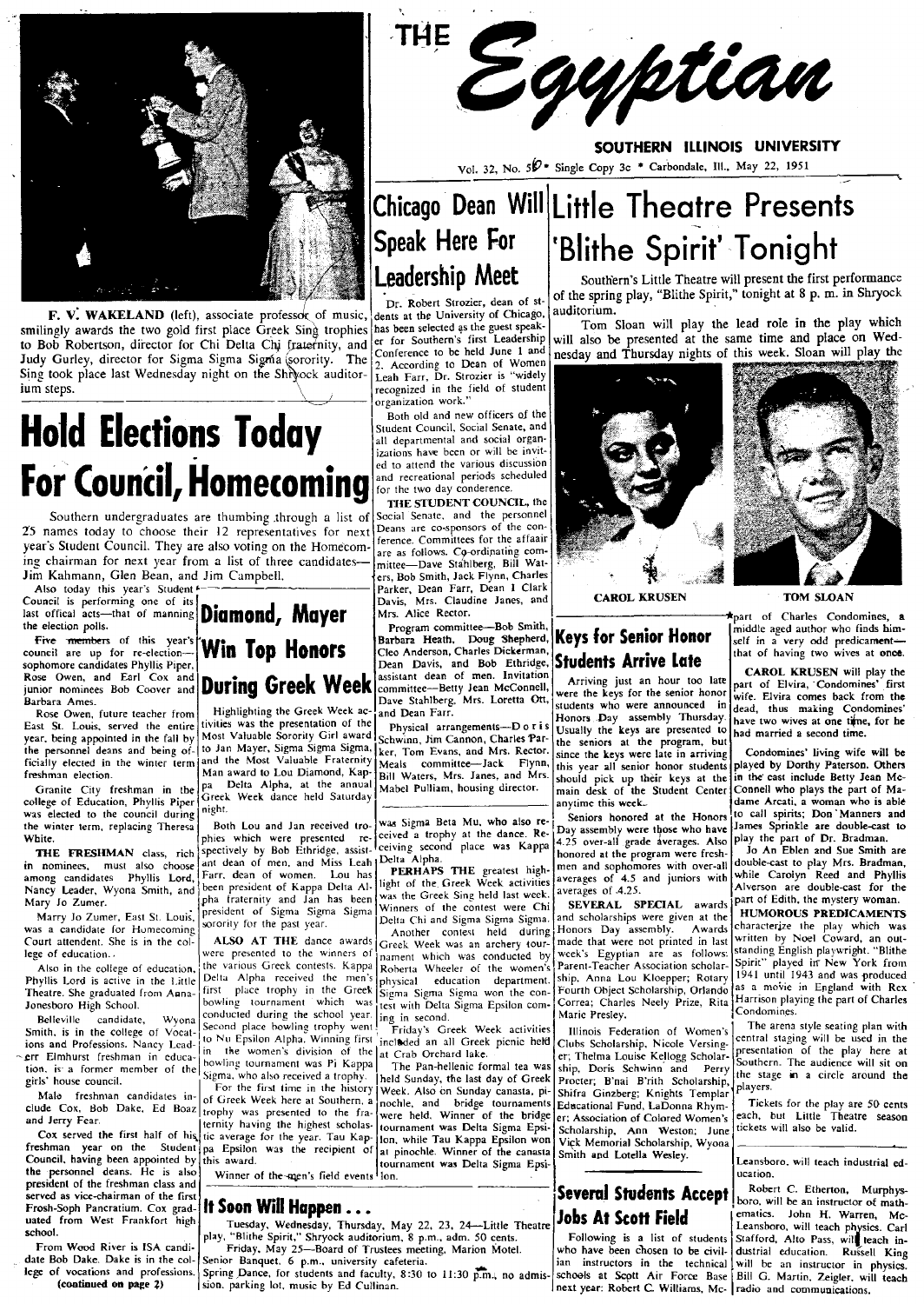# THE Egyptian

**SOUTHERN ILLINOIS UNIVERSITY**

Vol. 32, No. 50 • Single Copy 3c • Carbondale, Ill., May 22, 1951

**F. V. WAKELAND** (left), associate professor of music, smilingly awards the two gold first place Greek Sing trophies to Bob Robertson, director for Chi Delta Chi fraternity, and Judy Gurley, director for Sigma Sigma Sigma sorority. The Sing took place last Wednesday night on the Shryock auditorium steps.

# Hold Elections Today For Council, Homecoming

Southern undergraduates are thumbing through a list of 25 names today to choose their 12 representatives for next year's Student Council. They are also voting on the Homecoming chairman for next year from a list of three candidates—Jim Kahmann, Glen Bean, and Jim Campbell.

Also today this year's Student Council is performing one of its last offical acts—that of manning the election polls.

Five members of this year's council are up for re-election—sophomore candidates Phyllis Piper, Rose Owen, and Earl Cox and junior nominees Bob Coover and Barbara Ames.

Rose Owen, future teacher from East St. Louis, served the entire year, being appointed in the fall by the personnel deans and being officially elected in the winter term freshman election.

Granite City freshman in the college of Education, Phyllis Piper was elected to the council during the winter term, replacing Theresa White.

**THE FRESHMAN** class, rich in nominees, must also choose among candidates Phyllis Lord, Nancy Leader, Wyona Smith, and Mary Jo Zumer.

Marry Jo Zumer, East St. Louis, was a candidate for Homecoming Court attendent. She is in the college of education.

Also in the college of education, Phyllis Lord is active in the Little Theatre. She graduated from Anna-Jonesboro High School.

Belleville candidate, Wyona Smith, is in the college of Vocations and Professions. Nancy Leader, Elmhurst freshman in education, is a former member of the girls' house council.

Male freshman candidates include Cox, Bob Dake, Ed Boaz and Jerry Fear.

Cox served the first half of his freshman year on the Student Council, having been appointed by the personnel deans. He is also president of the freshman class and served as vice-chairman of the first Frosh-Soph Pancratium. Cox graduated from West Frankfort high school.

From Wood River is ISA candidate Bob Dake. Dake is in the college of vocations and professions.

(continued on page 2)

## Diamond, Mayer Win Top Honors During Greek Week

Highlighting the Greek Week activities was the presentation of the Most Valuable Sorority Girl award to Jan Mayer, Sigma Sigma Sigma, and the Most Valuable Fraternity Man award to Lou Diamond, Kappa Delta Alpha, at the annual Greek Week dance held Saturday night.

Both Lou and Jan received trophies which were presented respectively by Bob Ethridge, assistant dean of men, and Miss Leah Farr, dean of women. Lou has been president of Kappa Delta Alpha fraternity and Jan has been president of Sigma Sigma Sigma sorority for the past year.

**ALSO AT THE** dance awards were presented to the winners of the various Greek contests. Kappa Delta Alpha received the men's first place trophy in the Greek bowling tournament which was conducted during the school year. Second place bowling trophy went to Nu Epsilon Alpha. Winning first in the women's division of the bowling tournament was Pi Kappa Sigma, who also received a trophy.

For the first time in the history of Greek Week here at Southern, a trophy was presented to the fraternity having the highest scholastic average for the year. Tau Kappa Epsilon was the recipient of this award.

Winner of the men's field events was Sigma Beta Mu, who also received a trophy at the dance. Receiving second place was Kappa Delta Alpha.

**PERHAPS THE** greatest highlight of the Greek Week activities was the Greek Sing held last week. Winners of the contest were Chi Delta Chi and Sigma Sigma Sigma.

Another contest held during Greek Week was an archery tournament which was conducted by Roberta Wheeler of the women's physical education department. Sigma Sigma Sigma won the contest with Delta Sigma Epsilon coming in second.

Friday's Greek Week activities included an all Greek picnic held at Crab Orchard lake.

The Pan-hellenic formal tea was held Sunday, the last day of Greek Week. Also on Sunday canasta, pinochle, and bridge tournaments were held. Winner of the bridge tournament was Delta Sigma Epsilon, while Tau Kappa Epsilon won at pinochle. Winner of the canasta tournament was Delta Sigma Epsilon.

## It Soon Will Happen . . .

Tuesday, Wednesday, Thursday, May 22, 23, 24—Little Theatre play, "Blithe Spirit," Shryock auditorium, 8 p.m., adm. 50 cents.

Friday, May 25—Board of Trustees meeting, Marion Motel.

Senior Banquet, 6 p.m., university cafeteria.

Spring Dance, for students and faculty, 8:30 to 11:30 p.m., no admission, parking lot, music by Ed Cullinan.

## Chicago Dean Will Speak Here For Leadership Meet

Dr. Robert Strozier, dean of students at the University of Chicago, has been selected as the guest speaker for Southern's first Leadership Conference to be held June 1 and 2. According to Dean of Women Leah Farr, Dr. Strozier is "widely recognized in the field of student organization work."

Both old and new officers of the Student Council, Social Senate, and all departmental and social organizations have been or will be invited to attend the various discussion and recreational periods scheduled for the two day conderence.

**THE STUDENT COUNCIL**, the Social Senate, and the personnel Deans are co-sponsors of the conference. Committees for the affaair are as follows. Co-ordinating committee—Dave Stahlberg, Bill Waters, Bob Smith, Jack Flynn, Charles Parker, Dean I Clark Davis, Mrs. Claudine Janes, and Mrs. Alice Rector.

Program committee—Bob Smith, Barbara Heath, Doug Shepherd, Cleo Anderson, Charles Dickerman, Dean Davis, and Bob Ethridge, assistant dean of men. Invitation committee—Betty Jean McConnell, Dave Stahlberg, Mrs. Loretta Ott, and Dean Farr.

Physical arrangements—Doris Schwinn, Jim Cannon, Charles Parker, Tom Evans, and Mrs. Rector. Meals committee—Jack Flynn, Bill Waters, Mrs. Janes, and Mrs. Mabel Pulliam, housing director.

# Little Theatre Presents 'Blithe Spirit' Tonight

Southern's Little Theatre will present the first performance of the spring play, "Blithe Spirit," tonight at 8 p. m. in Shryock auditorium.

Tom Sloan will play the lead role in the play which will also be presented at the same time and place on Wednesday and Thursday nights of this week. Sloan will play the part of Charles Condomines, a middle aged author who finds himself in a very odd predicament—that of having two wives at once.

CAROL KRUSEN &nbsp;&nbsp;&nbsp; TOM SLOAN

**CAROL KRUSEN** will play the part of Elvira, Condomines' first wife. Elvira comes back from the dead, thus making Condomines' have two wives at one time, for he had married a second time.

Condomines' living wife will be played by Dorthy Paterson. Others in the cast include Betty Jean McConnell who plays the part of Madame Arcati, a woman who is able to call spirits; Don Manners and James Sprinkle are double-cast to play the part of Dr. Bradman.

Jo An Eblen and Sue Smith are double-cast to play Mrs. Bradman, while Carolyn Reed and Phyllis Alverson are double-cast for the part of Edith, the mystery woman.

**HUMOROUS PREDICAMENTS** characterize the play which was written by Noel Coward, an outstanding English playwright. "Blithe Spirit" played in New York from 1941 until 1943 and was produced as a movie in England with Rex Harrison playing the part of Charles Condomines.

The arena style seating plan with central staging will be used in the presentation of the play here at Southern. The audience will sit on the stage in a circle around the players.

Tickets for the play are 50 cents each, but Little Theatre season tickets will also be valid.

## Keys for Senior Honor Students Arrive Late

Arriving just an hour too late were the keys for the senior honor students who were announced in Honors Day assembly Thursday. Usually the keys are presented to the seniors at the program, but since the keys were late in arriving this year all senior honor students should pick up their keys at the main desk of the Student Center anytime this week.

Seniors honored at the Honors Day assembly were those who have 4.25 over-all grade averages. Also honored at the program were freshmen and sophomores with over-all averages of 4.5 and juniors with averages of 4.25.

**SEVERAL SPECIAL** awards and scholarships were given at the Honors Day assembly. Awards made that were not printed in last week's Egyptian are as follows: Parent-Teacher Association scholarship, Anna Lou Kloepper; Rotary Fourth Object Scholarship, Orlando Correa; Charles Neely Prize, Rita Marie Presley.

Illinois Federation of Women's Clubs Scholarship, Nicole Versinger; Thelma Louise Kellogg Scholarship, Doris Schwinn and Perry Procter; B'nai B'rith Scholarship, Shifra Ginzberg; Knights Templar Educational Fund, LaDonna Rhymer; Association of Colored Women's Scholarship, Ann Weston; June Vick Memorial Scholarship, Wyona Smith and Lotella Wesley.

## Several Students Accept Jobs At Scott Field

Following is a list of students who have been chosen to be civilian instructors in the technical schools at Scott Air Force Base next year: Robert C. Williams, McLeansboro, will teach industrial education.

Robert C. Etherton, Murphysboro, will be an instructor of mathematics. John H. Warren, McLeansboro, will teach physics. Carl Stafford, Alto Pass, will teach industrial education. Russell King will be an instructor in physics. Bill G. Martin, Zeigler, will teach radio and communications.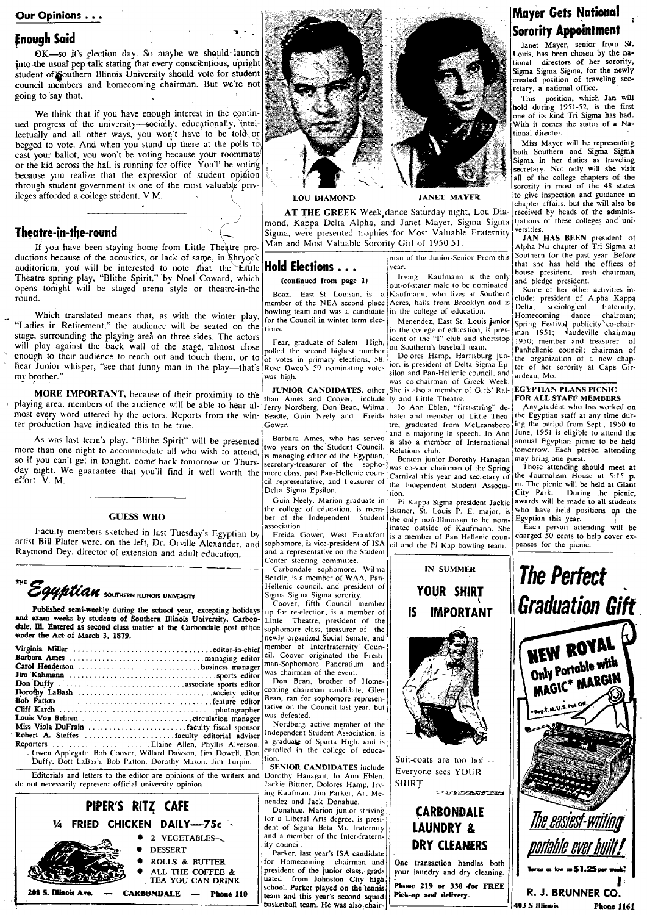## Our Opinions . . .

### Enough Said

OK—so it's election day. So maybe we should launch into the usual pep talk stating that every conscientious, upright student of Southern Illinois University should vote for student council members and homecoming chairman. But we're not going to say that.

We think that if you have enough interest in the continued progress of the university—socially, educationally, intellectually and all other ways, you won't have to be told or begged to vote. And when you stand up there at the polls to cast your ballot, you won't be voting because your roommate or the kid across the hall is running for office. You'll be voting because you realize that the expression of student opinion through student government is one of the most valuable privileges afforded a college student. V.M.

### Theatre-in-the-round

If you have been staying home from Little Theatre productions because of the acoustics, or lack of same, in Shryock auditorium, you will be interested to note that the Little Theatre spring play, "Blithe Spirit," by Noel Coward, which opens tonight will be staged arena style or theatre-in-the round.

Which translated means that, as with the winter play, "Ladies in Retirement," the audience will be seated on the stage, surrounding the playing area on three sides. The actors will play against the back wall of the stage, almost close enough to their audience to reach out and touch them, or to hear Junior whisper, "see that funny man in the play—that's my brother."

**MORE IMPORTANT**, because of their proximity to the playing area, members of the audience will be able to hear almost every word uttered by the actors. Reports from the winter production have indicated this to be true.

As was last term's play, "Blithe Spirit" will be presented more than one night to accommodate all who wish to attend, so if you can't get in tonight, come back tomorrow or Thursday night. We guarantee that you'll find it well worth the effort. V. M.

### GUESS WHO

Faculty members sketched in last Tuesday's Egyptian by artist Bill Plater were, on the left, Dr. Orville Alexander, and Raymond Dey, director of extension and adult education.

---

## THE Egyptian SOUTHERN ILLINOIS UNIVERSITY

Published semi-weekly during the school year, excepting holidays and exam weeks by students of Southern Illinois University, Carbondale, Ill. Entered as second class matter at the Carbondale post office under the Act of March 3, 1879.

- Virginia Miller ........ editor-in-chief
- Barbara Ames ........ managing editor
- Carol Henderson ........ business manager
- Jim Kahmann ........ sports editor
- Don Duffy ........ associate sports editor
- Dorothy LaBash ........ society editor
- Bob Patton ........ feature editor
- Cliff Karch ........ photographer
- Louis Von Behren ........ circulation manager
- Miss Viola DuFrain ........ faculty fiscal sponsor
- Robert A. Steffes ........ faculty editorial adviser
- Reporters ........ Elaine Allen, Phyllis Alverson, Gwen Applegate, Bob Coover, Willard Dawson, Jim Dowell, Don Duffy, Dott LaBash, Bob Patton, Dorothy Mason, Jim Turpin.

Editorials and letters to the editor are opinions of the writers and do not necessarily represent official university opinion.

---

**PIPER'S RITZ CAFE**

**¼ FRIED CHICKEN DAILY—75c**

- 2 VEGETABLES
- DESSERT
- ROLLS & BUTTER
- ALL THE COFFEE & TEA YOU CAN DRINK

208 S. Illinois Ave. — CARBONDALE — Phone 110

---

LOU DIAMOND — JANET MAYER

**AT THE GREEK** Week dance Saturday night, Lou Diamond, Kappa Delta Alpha, and Janet Mayer, Sigma Sigma Sigma, were presented trophies for Most Valuable Fraternity Man and Most Valuable Sorority Girl of 1950-51.

## Hold Elections . . .

(continued from page 1)

Boaz, East St. Louisan, is a member of the NEA second place bowling team and was a candidate for the Council in winter term elections.

Fear, graduate of Salem High, polled the second highest number of votes in primary elections, 58. Rose Owen's 59 nominating votes was high.

**JUNIOR CANDIDATES**, other than Ames and Cooyer, include Jerry Nordberg, Don Bean, Wilma Beadle, Guin Neely and Freida Gower.

Barbara Ames, who has served two years on the Student Council, is managing editor of the Egyptian, secretary-treasurer of the sophomore class, past Pan-Hellenic council representative, and treasurer of Delta Sigma Epsilon.

Guin Neely, Marion graduate in the college of education, is member of the Independent Student association.

Freida Gower, West Frankfort sophomore, is vice-president of ISA and a representative on the Student Center steering committee.

Carbondale sophomore, Wilma Beadle, is a member of WAA, Pan-Hellenic council, and president of Sigma Sigma Sigma sorority.

Coover, fifth Council member up for re-election, is a member of Little Theatre, president of the sophomore class, treasurer of the newly organized Social Senate, and member of Interfraternity Council. Coover originated the Freshman-Sophomore Pancratium and was chairman of the event.

Don Bean, brother of Homecoming chairman candidate, Glen Bean, ran for sophomore representative on the Council last year, but was defeated.

Nordberg, active member of the Independent Student Association, is a graduate of Sparta High, and is enrolled in the college of education.

**SENIOR CANDIDATES** include Dorothy Hanagan, Jo Ann Eblen, Jackie Bittner, Dolores Hamp, Irving Kaufman, Jim Parker, Art Menendez and Jack Donahue.

Donahue, Marion junior striving for a Liberal Arts degree, is president of Sigma Beta Mu fraternity and a member of the Inter-fraternity council.

Parker, last year's ISA candidate for Homecoming chairman and president of the junior class, graduated from Johnston City high school. Parker played on the tennis team and this year's second squad basketball team. He was also chairman of the Junior-Senior Prom this year.

Irving Kaufmann is the only out-of-stater male to be nominated. Kaufmann, who lives at Southern Acres, hails from Brooklyn and is in the college of education.

Menendez, East St. Louis junior in the college of education, is president of the "I" club and shortstop on Southern's baseball team.

Dolores Hamp, Harrisburg junior, is president of Delta Sigma Epsilon and Pan-Hellenic council, and was co-chairman of Greek Week. She is also a member of Girls' Rally and Little Theatre.

Jo Ann Eblen, "first-string" debater and member of Little Theatre, graduated from McLeansboro and is majoring in speech. Jo Ann is also a member of International Relations club.

Benton junior Dorothy Hanagan was co-vice chairman of the Spring Carnival this year and secretary of the Independent Student Association.

Pi Kappa Sigma president Jackie Bittner, St. Louis P. E. major, is the only non-Illinoisan to be nominated outside of Kaufmann. She is a member of Pan Hellenic council and the Pi Kap bowling team.

---

**IN SUMMER**

**YOUR SHIRT IS IMPORTANT**

Suit-coats are too hot—
Everyone sees YOUR SHIRT

**CARBONDALE LAUNDRY & DRY CLEANERS**

One transaction handles both your laundry and dry cleaning.

Phone 219 or 330 for FREE Pick-up and delivery.

---

## Mayer Gets National Sorority Appointment

Janet Mayer, senior from St. Louis, has been chosen by the national directors of her sorority, Sigma Sigma Sigma, for the newly created position of traveling secretary, a national office.

This position, which Jan will hold during 1951-52, is the first one of its kind Tri Sigma has had. With it comes the status of a National director.

Miss Mayer will be representing both Southern and Sigma Sigma Sigma in her duties as traveling secretary. Not only will she visit all of the college chapters of the sorority in most of the 48 states to give inspection and guidance in chapter affairs, but she will also be received by heads of the administrations of these colleges and universities.

**JAN HAS BEEN** president of Alpha Nu chapter of Tri Sigma at Southern for the past year. Before that she has held the offices of house president, rush chairman, and pledge president.

Some of her other activities include: president of Alpha Kappa Delta, sociological fraternity; Homecoming dance chairman; Spring Festival publicity co-chairman 1951; vaudeville chairman 1950; member and treasurer of Panhellenic council; chairman of the organization of a new chapter of her sorority at Cape Girardeau, Mo.

### EGYPTIAN PLANS PICNIC FOR ALL STAFF MEMBERS

Any student who has worked on the Egyptian staff at any time during the period from Sept., 1950 to June, 1951 is eligible to attend the annual Egyptian picnic to be held tomorrow. Each person attending may bring one guest.

Those attending should meet at the Journalism House at 5:15 p. m. The picnic will be held at Giant City Park. During the picnic, awards will be made to all students who have held positions on the Egyptian this year.

Each person attending will be charged 50 cents to help cover expenses for the picnic.

---

**The Perfect Graduation Gift**

**NEW ROYAL** Only Portable with MAGIC* MARGIN

*Reg. T. M. U.S. Pat. Off.

*The easiest-writing portable ever built!*

Terms as low as $1.25 per week!

**R. J. BRUNNER CO.**

403 S Illinois — Phone 1161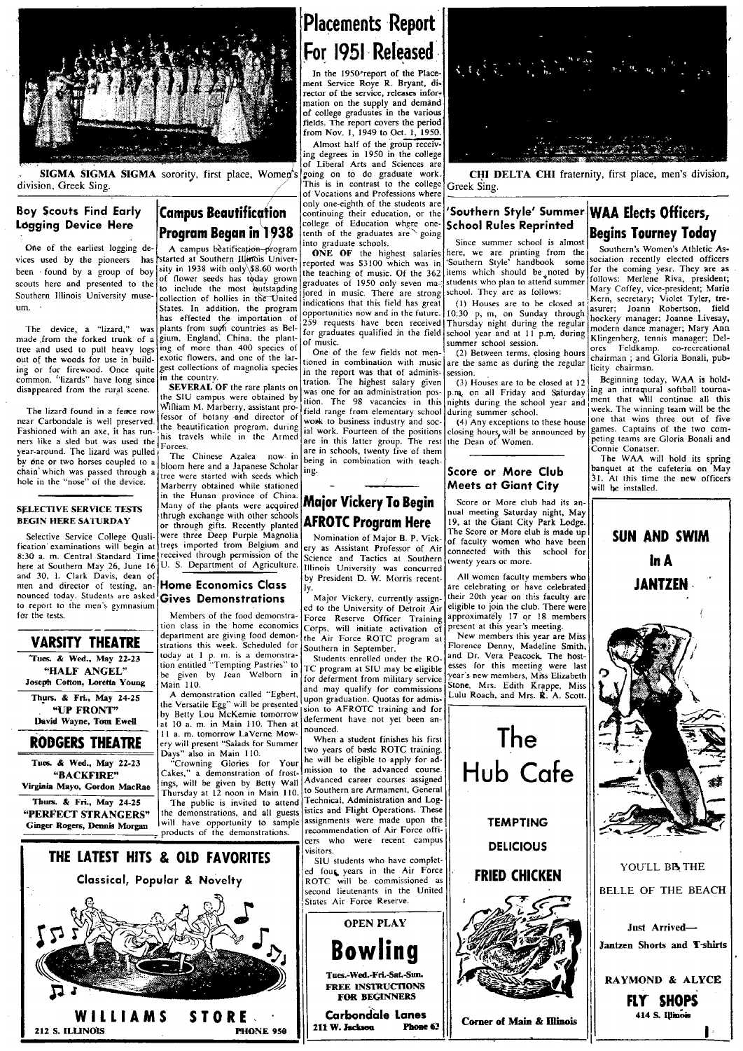SIGMA SIGMA SIGMA sorority, first place, Women's division, Greek Sing.

CHI DELTA CHI fraternity, first place, men's division, Greek Sing.

## Placements Report For 1951 Released

In the 1950 report of the Placement Service Roye R. Bryant, director of the service, releases information on the supply and demand of college graduates in the various fields. The report covers the period from Nov. 1, 1949 to Oct. 1, 1950.

Almost half of the group receiving degrees in 1950 in the college of Liberal Arts and Sciences are going on to do graduate work. This is in contrast to the college of Vocations and Professions where only one-eighth of the students are continuing their education, or the college of Education where one-tenth of the graduates are going into graduate schools.

**ONE OF** the highest salaries reported was $3100 which was in the teaching of music. Of the 362 graduates of 1950 only seven majored in music. There are strong indications that this field has great opportunities now and in the future. 259 requests have been received for graduates qualified in the field of music.

One of the few fields not mentioned in combination with music in the report was that of administration. The highest salary given was one for an administration position. The 98 vacancies in this field range from elementary school work to business industry and social work. Fourteen of the positions are in this latter group. The rest are in schools, twenty five of them being in combination with teaching.

## Boy Scouts Find Early Logging Device Here

One of the earliest logging devices used by the pioneers has been found by a group of boy scouts here and presented to the Southern Illinois University museum.

The device, a "lizard," was made from the forked trunk of a tree and used to pull heavy logs out of the woods for use in building or for firewood. Once quite common, "lizards" have long since disappeared from the rural scene.

The lizard found in a fence row near Carbondale is well preserved. Fashioned with an axe, it has runners like a sled but was used the year-around. The lizard was pulled by one or two horses coupled to a chain which was passed through a hole in the "nose" of the device.

### SELECTIVE SERVICE TESTS BEGIN HERE SATURDAY

Selective Service College Qualification examinations will begin at 8:30 a. m. Central Standard Time here at Southern May 26, June 16 and 30, I. Clark Davis, dean of men and director of testing, announced today. Students are asked to report to the men's gymnasium for the tests.

## Campus Beautification Program Began in 1938

A campus beatification program started at Southern Illinois University in 1938 with only $8.60 worth of flower seeds has today grown to include the most outstanding collection of hollies in the United States. In addition, the program has effected the importation of plants from such countries as Belgium, England, China, the planting of more than 400 species of exotic flowers, and one of the largest collections of magnolia species in the country.

**SEVERAL OF** the rare plants on the SIU campus were obtained by William M. Marberry, assistant professor of botany and director of the beautification program, during his travels while in the Armed Forces.

The Chinese Azalea now in bloom here and a Japanese Scholar tree were started with seeds which Marberry obtained while stationed in the Hunan province of China. Many of the plants were acquired thrugh exchange with other schools or through gifts. Recently planted were three Deep Purple Magnolia trees imported from Belgium and received through permission of the U. S. Department of Agriculture.

## Home Economics Class Gives Demonstrations

Members of the food demonstration class in the home economics department are giving food demonstrations this week. Scheduled for today at 1 p. m. is a demonstration entitled "Tempting Pastries" to be given by Jean Welborn in Main 110.

A demonstration called "Egbert, the Versatile Egg" will be presented by Betty Lou McKemie tomorrow at 10 a. m. in Main 110. Then at 11 a. m. tomorrow LaVerne Mowery will present "Salads for Summer Days" also in Main 110.

"Crowning Glories for Your Cakes," a demonstration of frostings, will be given by Betty Wall Thursday at 12 noon in Main 110.

The public is invited to attend the demonstrations, and all guests will have opportunity to sample products of the demonstrations.

## Major Vickery To Begin AFROTC Program Here

Nomination of Major B. P. Vickery as Assistant Professor of Air Science and Tactics at Southern Illinois University was concurred by President D. W. Morris recently.

Major Vickery, currently assigned to the University of Detroit Air Force Reserve Officer Training Corps, will initiate activation of the Air Force ROTC program at Southern in September.

Students enrolled under the ROTC program at SIU may be eligible for deferment from military service and may qualify for commissions upon graduation. Quotas for admission to AFROTC training and for deferment have not yet been announced.

When a student finishes his first two years of basic ROTC training, he will be eligible to apply for admission to the advanced course. Advanced career courses assigned to Southern are Armament, General Technical, Administration and Logistics and Flight Operations. These assignments were made upon the recommendation of Air Force officers who were recent campus visitors.

SIU students who have completed four years in the Air Force ROTC will be commissioned as second lieutenants in the United States Air Force Reserve.

## 'Southern Style' Summer School Rules Reprinted

Since summer school is almost here, we are printing from the 'Southern Style' handbook some items which should be noted by students who plan to attend summer school. They are as follows:

(1) Houses are to be closed at 10:30 p. m. on Sunday through Thursday night during the regular school year and at 11 p.m. during summer school session.

(2) Between terms, closing hours are the same as during the regular session.

(3) Houses are to be closed at 12 p.m. on all Friday and Saturday nights during the school year and during summer school.

(4) Any exceptions to these house closing hours will be announced by the Dean of Women.

## Score or More Club Meets at Giant City

Score or More club had its annual meeting Saturday night, May 19, at the Giant City Park Lodge. The Score or More club is made up of faculty women who have been connected with this school for twenty years or more.

All women faculty members who are celebrating or have celebrated their 20th year on this faculty are eligible to join the club. There were approximately 17 or 18 members present at this year's meeting.

New members this year are Miss Florence Denny, Madeline Smith, and Dr. Vera Peacock. The hostesses for this meeting were last year's new members, Miss Elizabeth Stone, Mrs. Edith Krappe, Miss Lulu Roach, and Mrs. R. A. Scott.

## WAA Elects Officers, Begins Tourney Today

Southern's Women's Athletic Association recently elected officers for the coming year. They are as follows: Merlene Riva, president; Mary Coffey, vice-president; Marie Kern, secretary; Violet Tyler, treasurer; Joann Robertson, field hockey manager; Joanne Livesay, modern dance manager; Mary Ann Klingenberg, tennis manager; Delores Feldkamp, co-recreational chairman; and Gloria Bonali, publicity chairman.

Beginning today, WAA is holding an intramural softball tournament that will continue all this week. The winning team will be the one that wins three out of five games. Captains of the two competing teams are Gloria Bonali and Connie Conatser.

The WAA will hold its spring banquet at the cafeteria on May 31. At this time the new officers will be installed.

---

**VARSITY THEATRE**

Tues. & Wed., May 22-23
"HALF ANGEL"
Joseph Cotton, Loretta Young

Thurs. & Fri., May 24-25
"UP FRONT"
David Wayne, Tom Ewell

**RODGERS THEATRE**

Tues. & Wed., May 22-23
"BACKFIRE"
Virginia Mayo, Gordon MacRae

Thurs. & Fri., May 24-25
"PERFECT STRANGERS"
Ginger Rogers, Dennis Morgan

---

**THE LATEST HITS & OLD FAVORITES**

Classical, Popular & Novelty

**WILLIAMS STORE**
212 S. ILLINOIS PHONE 950

---

OPEN PLAY

**Bowling**

Tues.-Wed.-Fri.-Sat.-Sun.
FREE INSTRUCTIONS FOR BEGINNERS

Carbondale Lanes
211 W. Jackson Phone 63

---

**The Hub Cafe**

TEMPTING
DELICIOUS
FRIED CHICKEN

Corner of Main & Illinois

---

**SUN AND SWIM In A JANTZEN**

YOU'LL BE THE BELLE OF THE BEACH

Just Arrived—
Jantzen Shorts and T-shirts

RAYMOND & ALYCE
**FLY SHOPS**
414 S. Illinois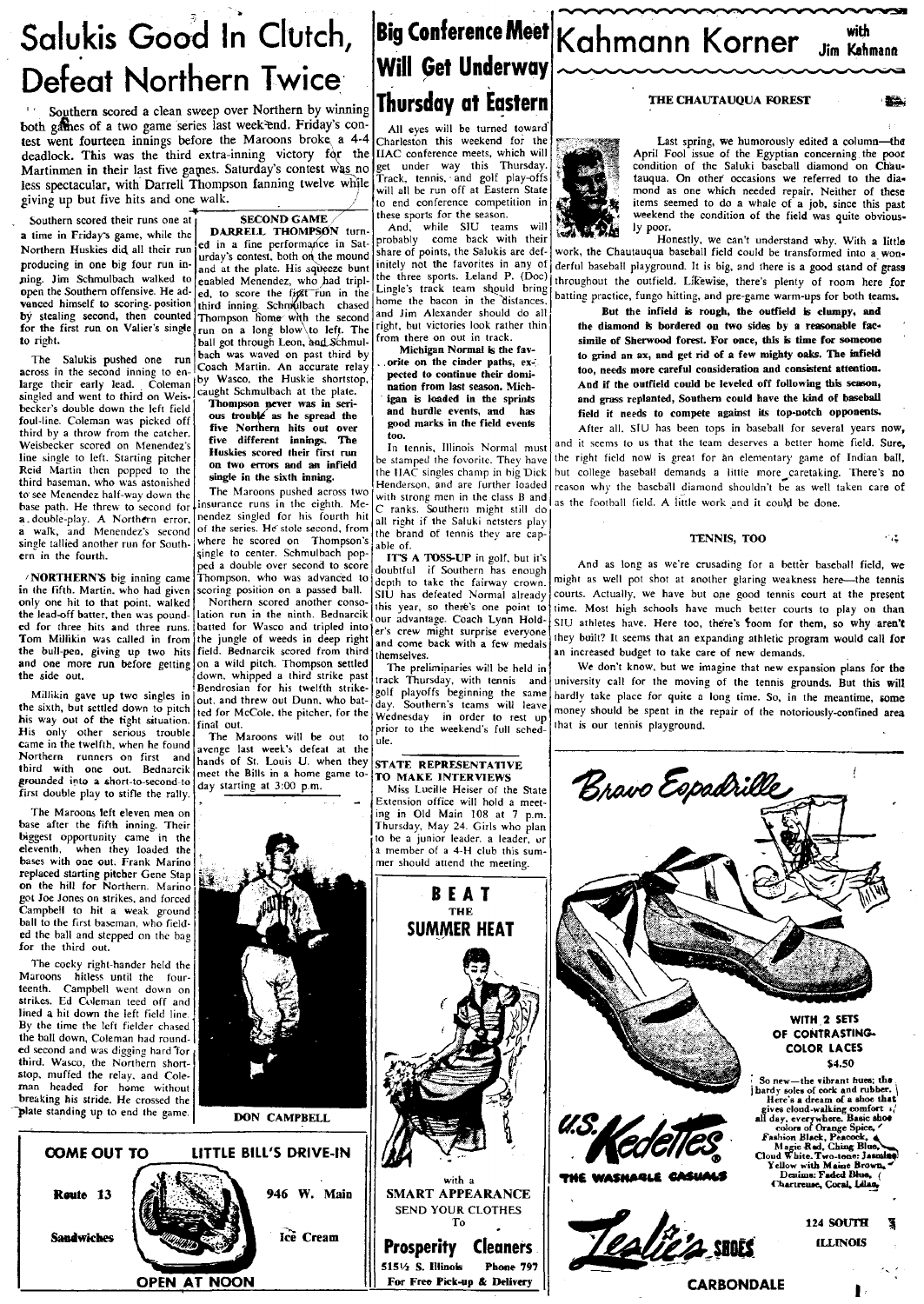# Salukis Good In Clutch, Defeat Northern Twice

Southern scored a clean sweep over Northern by winning both games of a two game series last week-end. Friday's contest went fourteen innings before the Maroons broke a 4-4 deadlock. This was the third extra-inning victory for the Martinmen in their last five games. Saturday's contest was no less spectacular, with Darrell Thompson fanning twelve while giving up but five hits and one walk.

Southern scored their runs one at a time in Friday's game, while the Northern Huskies did all their run producing in one big four run inning. Jim Schmulbach walked to open the Southern offensive. He advanced himself to scoring position by stealing second, then counted for the first run on Valier's single to right.

The Salukis pushed one run across in the second inning to enlarge their early lead. Coleman singled and went to third on Weisbecker's double down the left field foul-line. Coleman was picked off third by a throw from the catcher. Weisbecker scored on Menendez's line single to left. Starting pitcher Reid Martin then popped to the third baseman, who was astonished to see Menendez half-way down the base path. He threw to second for a double-play. A Northern error, a walk, and Menendez's second single tallied another run for Southern in the fourth.

NORTHERN'S big inning came in the fifth. Martin, who had given only one hit to that point, walked the lead-off batter, then was pounded for three hits and three runs. Tom Millikin was called in from the bull-pen, giving up two hits and one more run before getting the side out.

Millikin gave up two singles in the sixth, but settled down to pitch his way out of the tight situation. His only other serious trouble came in the twelfth, when he found Northern runners on first and third with one out. Bednarcik grounded into a short-to-second-to first double play to stifle the rally.

The Maroons left eleven men on base after the fifth inning. Their biggest opportunity came in the eleventh, when they loaded the bases with one out. Frank Marino replaced starting pitcher Gene Stap on the hill for Northern. Marino got Joe Jones on strikes, and forced Campbell to hit a weak ground ball to the first baseman, who fielded the ball and stepped on the bag for the third out.

The cocky right-hander held the Maroons hitless until the fourteenth. Campbell went down on strikes. Ed Coleman teed off and lined a hit down the left field line. By the time the left fielder chased the ball down, Coleman had rounded second and was digging hard for third. Wasco, the Northern shortstop, muffed the relay, and Coleman headed for home without breaking his stride. He crossed the plate standing up to end the game.

**SECOND GAME**

DARRELL THOMPSON turned in a fine performance in Saturday's contest, both on the mound and at the plate. His squeeze bunt enabled Menendez, who had tripled, to score the first run in the third inning. Schmulbach chased Thompson home with the second run on a long blow to left. The ball got through Leon, and Schmulbach was waved on past third by Coach Martin. An accurate relay by Wasco, the Huskie shortstop, caught Schmulbach at the plate.

**Thompson never was in serious trouble as he spread the five Northern hits out over five different innings. The Huskies scored their first run on two errors and an infield single in the sixth inning.**

The Maroons pushed across two insurance runs in the eighth. Menendez singled for his fourth hit of the series. He stole second, from where he scored on Thompson's single to center. Schmulbach popped a double over second to score Thompson, who was advanced to scoring position on a passed ball.

Northern scored another consolation run in the ninth. Bednarcik batted for Wasco and tripled into the jungle of weeds in deep right field. Bednarcik scored from third on a wild pitch. Thompson settled down, whipped a third strike past Bendrosian for his twelfth strikeout, and threw out Dunn, who batted for McCole, the pitcher, for the final out.

The Maroons will be out to avenge last week's defeat at the hands of St. Louis U. when they meet the Bills in a home game today starting at 3:00 p.m.

DON CAMPBELL

# Big Conference Meet Will Get Underway Thursday at Eastern

All eyes will be turned toward Charleston this weekend for the IIAC conference meets, which will get under way this Thursday. Track, tennis, and golf play-offs will all be run off at Eastern State to end conference competition in these sports for the season.

And, while SIU teams will probably come back with their share of points, the Salukis are definitely not the favorites in any of the three sports. Leland P. (Doc) Lingle's track team should bring home the bacon in the distances, and Jim Alexander should do all right, but victories look rather thin from there on out in track.

**Michigan Normal is the favorite on the cinder paths, expected to continue their domination from last season. Michigan is loaded in the sprints and hurdle events, and has good marks in the field events too.**

In tennis, Illinois Normal must be stamped the favorite. They have the IIAC singles champ in big Dick Henderson, and are further loaded with strong men in the class B and C ranks. Southern might still do all right if the Saluki netsters play the brand of tennis they are capable of.

**IT'S A TOSS-UP** in golf, but it's doubtful if Southern has enough depth to take the fairway crown. SIU has defeated Normal already this year, so there's one point to our advantage. Coach Lynn Holder's crew might surprise everyone and come back with a few medals themselves.

The preliminaries will be held in track Thursday, with tennis and golf playoffs beginning the same day. Southern's teams will leave Wednesday in order to rest up prior to the weekend's full schedule.

**STATE REPRESENTATIVE TO MAKE INTERVIEWS**

Miss Lucille Heiser of the State Extension office will hold a meeting in Old Main 108 at 7 p.m. Thursday, May 24. Girls who plan to be a junior leader, a leader, or a member of a 4-H club this summer should attend the meeting.

# Kahmann Korner with Jim Kahmann

**THE CHAUTAUQUA FOREST**

Last spring, we humorously edited a column—the April Fool issue of the Egyptian concerning the poor condition of the Saluki baseball diamond on Chautauqua. On other occasions we referred to the diamond as one which needed repair. Neither of these items seemed to do a whale of a job, since this past weekend the condition of the field was quite obviously poor.

Honestly, we can't understand why. With a little work, the Chautauqua baseball field could be transformed into a wonderful baseball playground. It is big, and there is a good stand of grass throughout the outfield. Likewise, there's plenty of room here for batting practice, fungo hitting, and pre-game warm-ups for both teams.

**But the infield is rough, the outfield is clumpy, and the diamond is bordered on two sides by a reasonable facsimile of Sherwood forest. For once, this is time for someone to grind an ax, and get rid of a few mighty oaks. The infield too, needs more careful consideration and consistent attention. And if the outfield could be leveled off following this season, and grass replanted, Southern could have the kind of baseball field it needs to compete against its top-notch opponents.**

After all, SIU has been tops in baseball for several years now, and it seems to us that the team deserves a better home field. Sure, the right field now is great for an elementary game of Indian ball, but college baseball demands a little more caretaking. There's no reason why the baseball diamond shouldn't be as well taken care of as the football field. A little work and it could be done.

**TENNIS, TOO**

And as long as we're crusading for a better baseball field, we might as well pot shot at another glaring weakness here—the tennis courts. Actually, we have but one good tennis court at the present time. Most high schools have much better courts to play on than SIU athletes have. Here too, there's room for them, so why aren't they built? It seems that an expanding athletic program would call for an increased budget to take care of new demands.

We don't know, but we imagine that new expansion plans for the university call for the moving of the tennis grounds. But this will hardly take place for quite a long time. So, in the meantime, some money should be spent in the repair of the notoriously-confined area that is our tennis playground.

---

COME OUT TO LITTLE BILL'S DRIVE-IN

Route 13 — 946 W. Main

Sandwiches — Ice Cream

OPEN AT NOON

---

BEAT THE SUMMER HEAT

with a SMART APPEARANCE

SEND YOUR CLOTHES To

Prosperity Cleaners

515½ S. Illinois Phone 797

For Free Pick-up & Delivery

---

Bravo Espadrille

WITH 2 SETS OF CONTRASTING COLOR LACES

$4.50

So new—the vibrant hues; the hardy soles of cork and rubber. Here's a dream of a shoe that gives cloud-walking comfort all day, everywhere. Basic shoe colors of Orange Spice, Fashion Black, Peacock, Magic Red, Ching Blue, Cloud White. Two-tone: Jasmine Yellow with Mame Brown. Denims: Faded Blue, Chartreuse, Coral, Lilac.

U.S. Kedettes THE WASHABLE CASUALS

Leslie's SHOES

124 SOUTH ILLINOIS

CARBONDALE